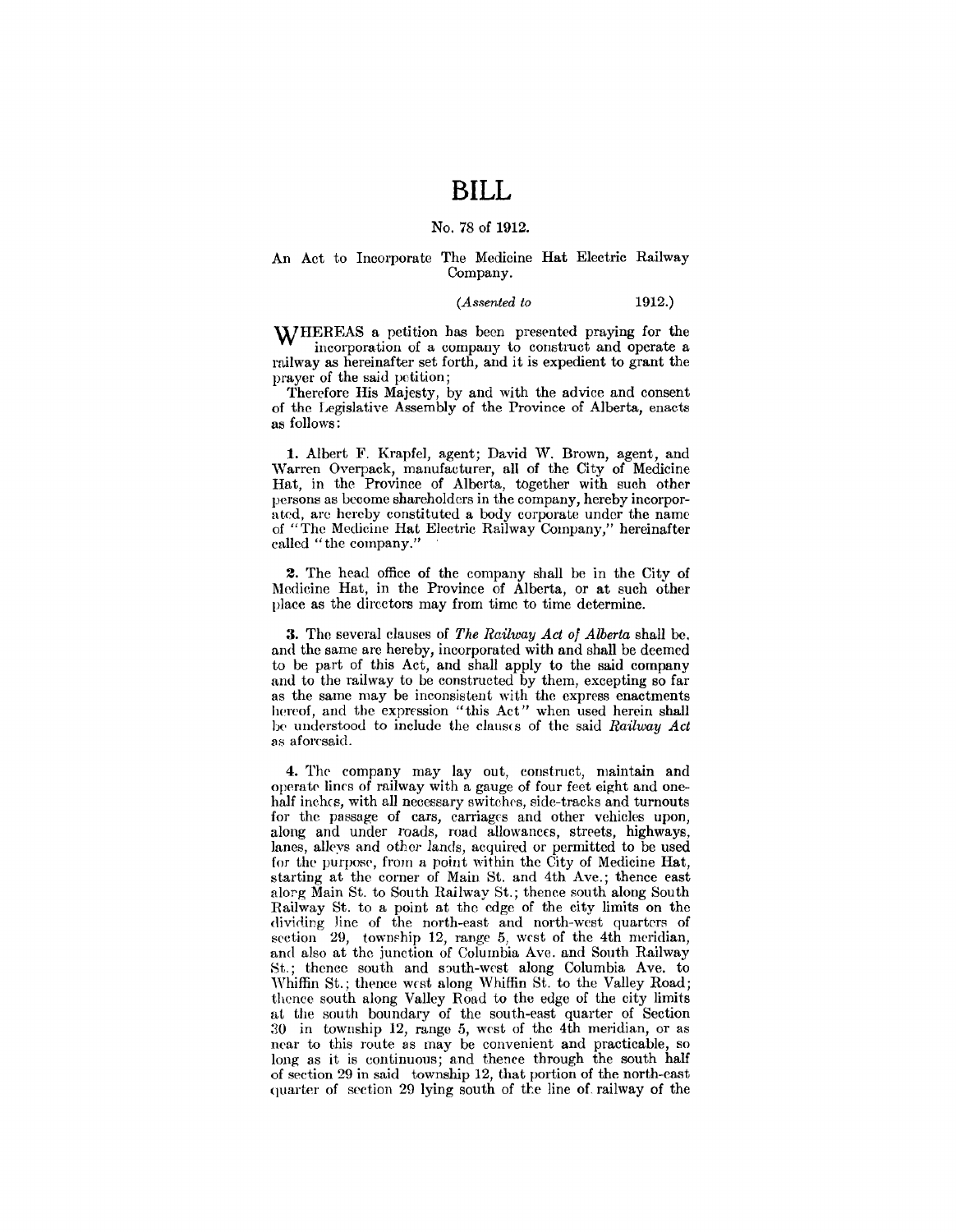# BILL

## No. 78 of 1912.

An Act to Incorporate The Medicine Hat Electric Railway Company.

*(Assented to 1912.)*

WHEREAS a petition has been presented praying for the incorporation of a company to construct and operate a railway as hereinafter set forth, and it is expedient to grant the prayer of the said petition;

Therefore His Majesty, by and with the advice and consent of the Legislative Assembly of the Province of Alberta, enacts as follows:

**1.** Albert F. Krapfel, agent; David W. Brown, agent, and Warren Overpack, manufacturer, all of the City of Medicine Hat, in the Province of Alberta, together with such other persons as become shareholders in the company, hereby incorporated, are hereby constituted a body corporate under the name of "The Medicine Hat Electric Railway Company," hereinafter called "the company."

**2.** The head office of the company shall be in the City of Medicine Hat, in the Province of Alberta, or at such other place as the directors may from time to time determine.

**3.** The several clauses of *The Railway Act of Alberta* shall be, and the same are hereby, incorporated with and shall be deemed to be part of this Act, and shall apply to the said company and to the railway to be constructed by them, excepting so far as the same may be inconsistent with the express enactments hereof, and the expression "this Act" when used herein shall be understood to include the clauses of the said *Railway Act* as aforesaid.

**4.** The company may lay out, construct, maintain and operate lines of railway with a gauge of four feet eight and one-half inches, with all necessary switches, side-tracks and turnouts for the passage of cars, carriages and other vehicles upon, along and under roads, road allowances, streets, highways, lanes, alleys and other lands, acquired or permitted to be used for the purpose, from a point within the City of Medicine Hat, starting at the corner of Main St. and 4th Ave.; thence east along Main St. to South Railway St.; thence south along South Railway St. to a point at the edge of the city limits on the dividing line of the north-east and north-west quarters of section 29, township 12, range 5, west of the 4th meridian, and also at the junction of Columbia Ave. and South Railway St.; thence south and south-west along Columbia Ave. to Whiffin St.; thence west along Whiffin St. to the Valley Road; thence south along Valley Road to the edge of the city limits at the south boundary of the south-east quarter of Section 30 in township 12, range 5, west of the 4th meridian, or as near to this route as may be convenient and practicable, so long as it is continuous; and thence through the south half of section 29 in said township 12, that portion of the north-east quarter of section 29 lying south of the line of railway of the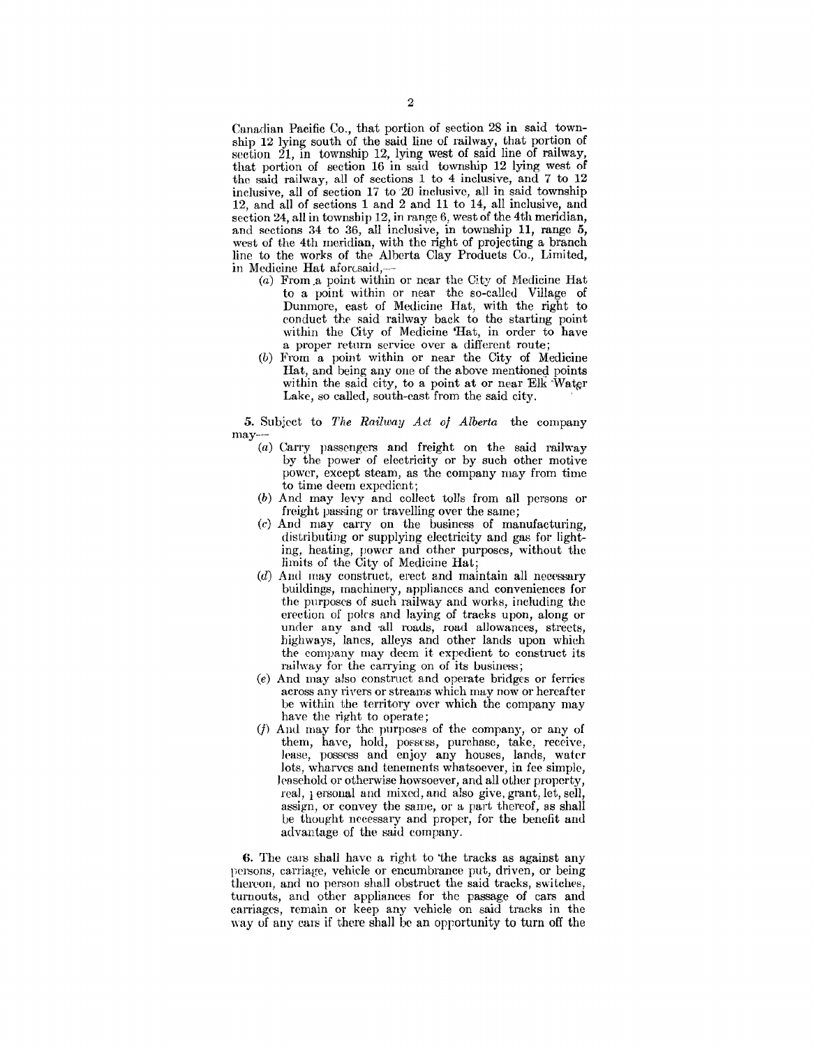Canadian Pacific Co., that portion of section 28 in said township 12 lying south of the said line of railway, that portion of section 21, in township 12, lying west of said line of railway, that portion of section 16 in said township 12 lying west of the said railway, all of sections 1 to 4 inclusive, and 7 to 12 inclusive, all of section 17 to 20 inclusive, all in said township 12, and all of sections 1 and 2 and 11 to 14, all inclusive, and section 24, all in township 12, in range 6, west of the 4th meridian, and sections 34 to 36, all inclusive, in township 11, range 5, west of the 4th meridian, with the right of projecting a branch line to the works of the Alberta Clay Products Co., Limited, in Medicine Hat aforesaid,—

(a) From a point within or near the City of Medicine Hat to a point within or near the so-called Village of Dunmore, east of Medicine Hat, with the right to conduct the said railway back to the starting point within the City of Medicine Hat, in order to have a proper return service over a different route;

(b) From a point within or near the City of Medicine Hat, and being any one of the above mentioned points within the said city, to a point at or near Elk Water Lake, so called, south-east from the said city.

**5.** Subject to *The Railway Act of Alberta* the company may—

(a) Carry passengers and freight on the said railway by the power of electricity or by such other motive power, except steam, as the company may from time to time deem expedient;

(b) And may levy and collect tolls from all persons or freight passing or travelling over the same;

(c) And may carry on the business of manufacturing, distributing or supplying electricity and gas for lighting, heating, power and other purposes, without the limits of the City of Medicine Hat;

(d) And may construct, erect and maintain all necessary buildings, machinery, appliances and conveniences for the purposes of such railway and works, including the erection of poles and laying of tracks upon, along or under any and all roads, road allowances, streets, highways, lanes, alleys and other lands upon which the company may deem it expedient to construct its railway for the carrying on of its business;

(e) And may also construct and operate bridges or ferries across any rivers or streams which may now or hereafter be within the territory over which the company may have the right to operate;

(f) And may for the purposes of the company, or any of them, have, hold, possess, purchase, take, receive, lease, possess and enjoy any houses, lands, water lots, wharves and tenements whatsoever, in fee simple, leasehold or otherwise howsoever, and all other property, real, personal and mixed, and also give, grant, let, sell, assign, or convey the same, or a part thereof, as shall be thought necessary and proper, for the benefit and advantage of the said company.

**6.** The cars shall have a right to the tracks as against any persons, carriage, vehicle or encumbrance put, driven, or being thereon, and no person shall obstruct the said tracks, switches, turnouts, and other appliances for the passage of cars and carriages, remain or keep any vehicle on said tracks in the way of any cars if there shall be an opportunity to turn off the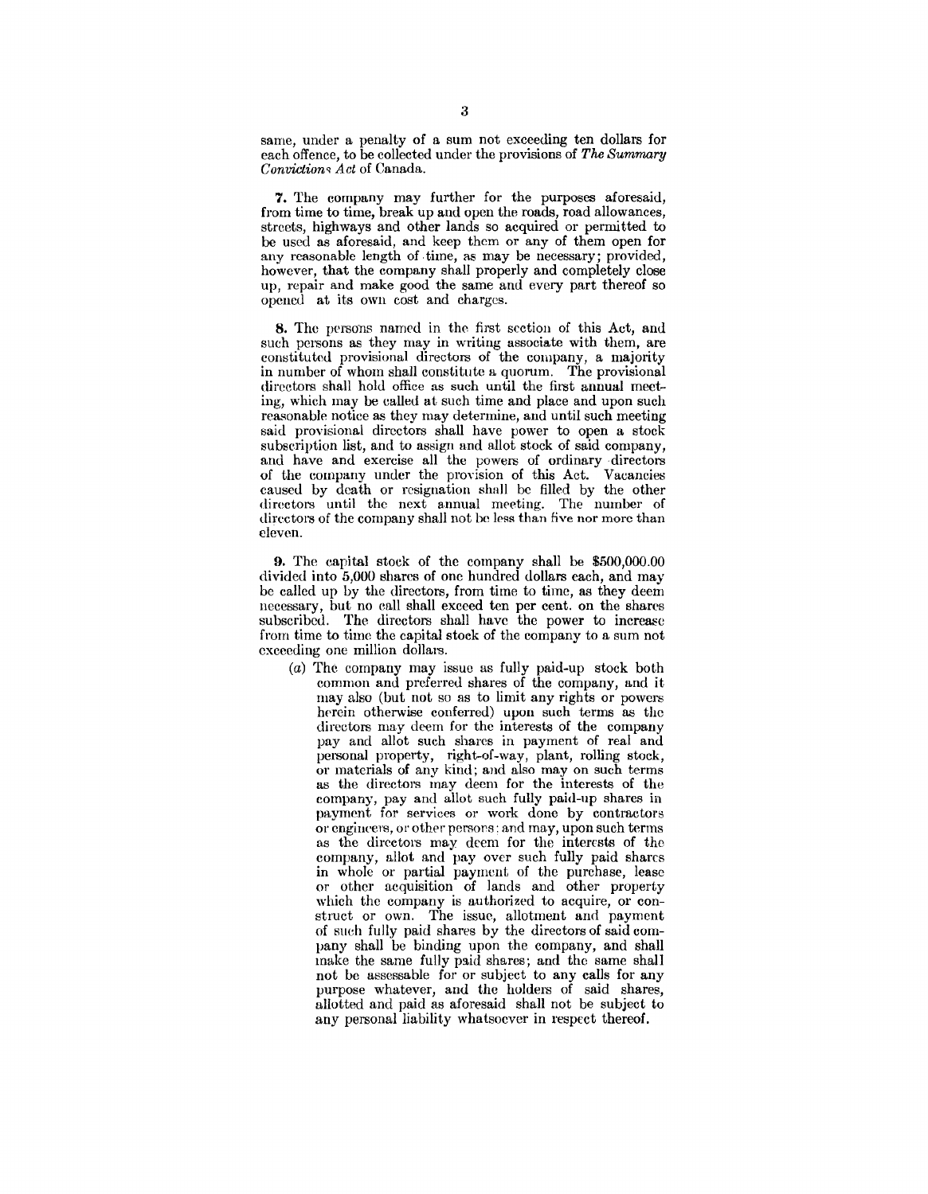same, under a penalty of a sum not exceeding ten dollars for each offence, to be collected under the provisions of *The Summary Convictions Act* of Canada.

**7.** The company may further for the purposes aforesaid, from time to time, break up and open the roads, road allowances, streets, highways and other lands so acquired or permitted to be used as aforesaid, and keep them or any of them open for any reasonable length of time, as may be necessary; provided, however, that the company shall properly and completely close up, repair and make good the same and every part thereof so opened at its own cost and charges.

**8.** The persons named in the first section of this Act, and such persons as they may in writing associate with them, are constituted provisional directors of the company, a majority in number of whom shall constitute a quorum. The provisional directors shall hold office as such until the first annual meeting, which may be called at such time and place and upon such reasonable notice as they may determine, and until such meeting said provisional directors shall have power to open a stock subscription list, and to assign and allot stock of said company, and have and exercise all the powers of ordinary directors of the company under the provision of this Act. Vacancies caused by death or resignation shall be filled by the other directors until the next annual meeting. The number of directors of the company shall not be less than five nor more than eleven.

**9.** The capital stock of the company shall be $500,000.00 divided into 5,000 shares of one hundred dollars each, and may be called up by the directors, from time to time, as they deem necessary, but no call shall exceed ten per cent. on the shares subscribed. The directors shall have the power to increase from time to time the capital stock of the company to a sum not exceeding one million dollars.

(*a*) The company may issue as fully paid-up stock both common and preferred shares of the company, and it may also (but not so as to limit any rights or powers herein otherwise conferred) upon such terms as the directors may deem for the interests of the company pay and allot such shares in payment of real and personal property, right-of-way, plant, rolling stock, or materials of any kind; and also may on such terms as the directors may deem for the interests of the company, pay and allot such fully paid-up shares in payment for services or work done by contractors or engineers, or other persons: and may, upon such terms as the directors may deem for the interests of the company, allot and pay over such fully paid shares in whole or partial payment of the purchase, lease or other acquisition of lands and other property which the company is authorized to acquire, or construct or own. The issue, allotment and payment of such fully paid shares by the directors of said company shall be binding upon the company, and shall make the same fully paid shares; and the same shall not be assessable for or subject to any calls for any purpose whatever, and the holders of said shares, allotted and paid as aforesaid shall not be subject to any personal liability whatsoever in respect thereof.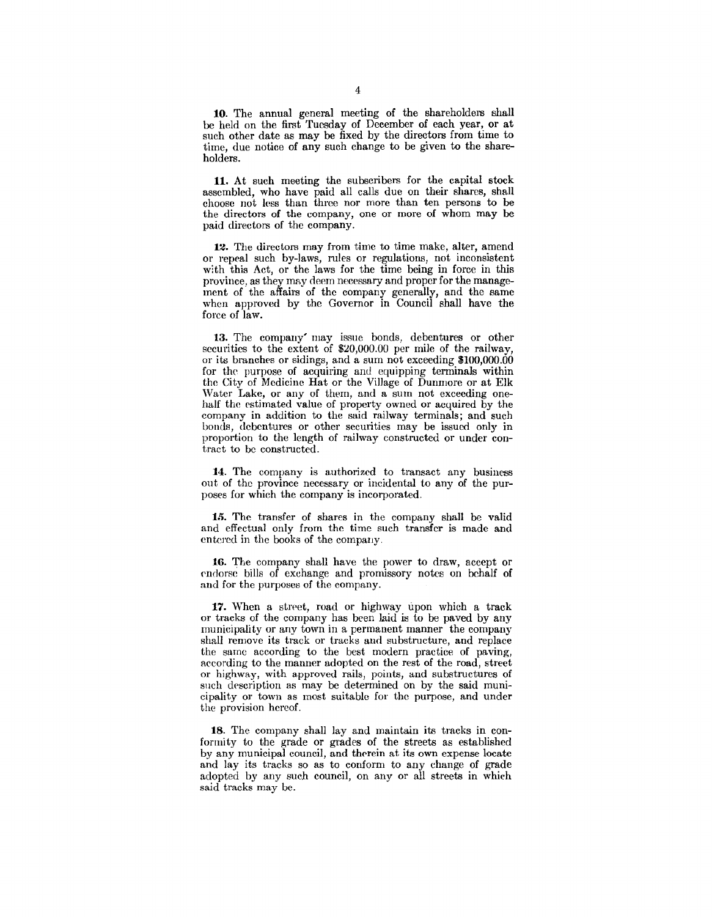**10.** The annual general meeting of the shareholders shall be held on the first Tuesday of December of each year, or at such other date as may be fixed by the directors from time to time, due notice of any such change to be given to the shareholders.

**11.** At such meeting the subscribers for the capital stock assembled, who have paid all calls due on their shares, shall choose not less than three nor more than ten persons to be the directors of the company, one or more of whom may be paid directors of the company.

**12.** The directors may from time to time make, alter, amend or repeal such by-laws, rules or regulations, not inconsistent with this Act, or the laws for the time being in force in this province, as they may deem necessary and proper for the management of the affairs of the company generally, and the same when approved by the Governor in Council shall have the force of law.

**13.** The company may issue bonds, debentures or other securities to the extent of $20,000.00 per mile of the railway, or its branches or sidings, and a sum not exceeding $100,000.00 for the purpose of acquiring and equipping terminals within the City of Medicine Hat or the Village of Dunmore or at Elk Water Lake, or any of them, and a sum not exceeding one-half the estimated value of property owned or acquired by the company in addition to the said railway terminals; and such bonds, debentures or other securities may be issued only in proportion to the length of railway constructed or under contract to be constructed.

**14.** The company is authorized to transact any business out of the province necessary or incidental to any of the purposes for which the company is incorporated.

**15.** The transfer of shares in the company shall be valid and effectual only from the time such transfer is made and entered in the books of the company.

**16.** The company shall have the power to draw, accept or endorse bills of exchange and promissory notes on behalf of and for the purposes of the company.

**17.** When a street, road or highway upon which a track or tracks of the company has been laid is to be paved by any municipality or any town in a permanent manner the company shall remove its track or tracks and substructure, and replace the same according to the best modern practice of paving, according to the manner adopted on the rest of the road, street or highway, with approved rails, points, and substructures of such description as may be determined on by the said municipality or town as most suitable for the purpose, and under the provision hereof.

**18.** The company shall lay and maintain its tracks in conformity to the grade or grades of the streets as established by any municipal council, and therein at its own expense locate and lay its tracks so as to conform to any change of grade adopted by any such council, on any or all streets in which said tracks may be.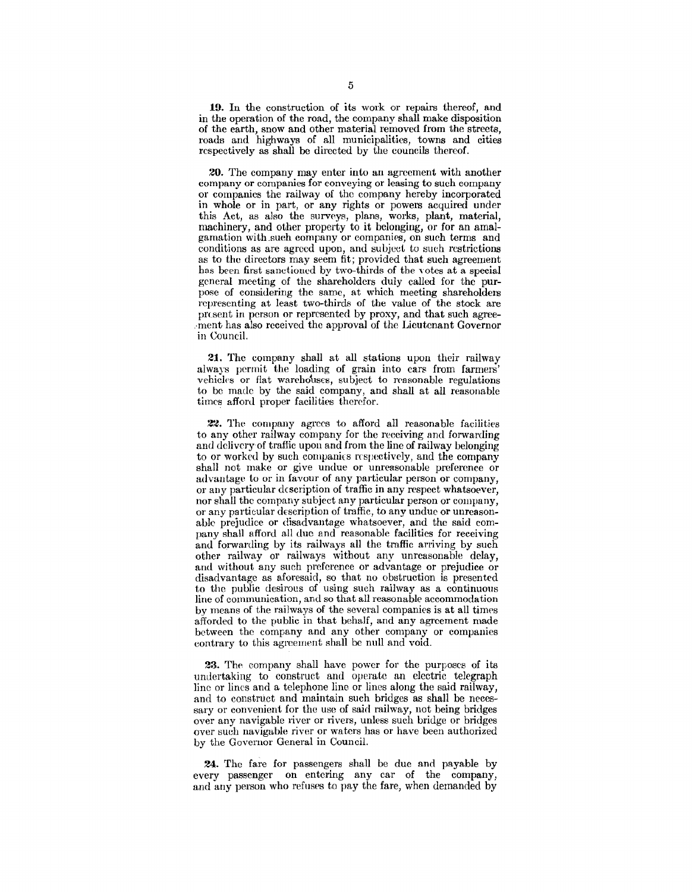**19.** In the construction of its work or repairs thereof, and in the operation of the road, the company shall make disposition of the earth, snow and other material removed from the streets, roads and highways of all municipalities, towns and cities respectively as shall be directed by the councils thereof.

**20.** The company may enter into an agreement with another company or companies for conveying or leasing to such company or companies the railway of the company hereby incorporated in whole or in part, or any rights or powers acquired under this Act, as also the surveys, plans, works, plant, material, machinery, and other property to it belonging, or for an amalgamation with such company or companies, on such terms and conditions as are agreed upon, and subject to such restrictions as to the directors may seem fit; provided that such agreement has been first sanctioned by two-thirds of the votes at a special general meeting of the shareholders duly called for the purpose of considering the same, at which meeting shareholders representing at least two-thirds of the value of the stock are present in person or represented by proxy, and that such agreement has also received the approval of the Lieutenant Governor in Council.

**21.** The company shall at all stations upon their railway always permit the loading of grain into cars from farmers' vehicles or flat warehouses, subject to reasonable regulations to be made by the said company, and shall at all reasonable times afford proper facilities therefor.

**22.** The company agrees to afford all reasonable facilities to any other railway company for the receiving and forwarding and delivery of traffic upon and from the line of railway belonging to or worked by such companies respectively, and the company shall not make or give undue or unreasonable preference or advantage to or in favour of any particular person or company, or any particular description of traffic in any respect whatsoever, nor shall the company subject any particular person or company, or any particular description of traffic, to any undue or unreasonable prejudice or disadvantage whatsoever, and the said company shall afford all due and reasonable facilities for receiving and forwarding by its railways all the traffic arriving by such other railway or railways without any unreasonable delay, and without any such preference or advantage or prejudice or disadvantage as aforesaid, so that no obstruction is presented to the public desirous of using such railway as a continuous line of communication, and so that all reasonable accommodation by means of the railways of the several companies is at all times afforded to the public in that behalf, and any agreement made between the company and any other company or companies contrary to this agreement shall be null and void.

**23.** The company shall have power for the purposes of its undertaking to construct and operate an electric telegraph line or lines and a telephone line or lines along the said railway, and to construct and maintain such bridges as shall be necessary or convenient for the use of said railway, not being bridges over any navigable river or rivers, unless such bridge or bridges over such navigable river or waters has or have been authorized by the Governor General in Council.

**24.** The fare for passengers shall be due and payable by every passenger on entering any car of the company, and any person who refuses to pay the fare, when demanded by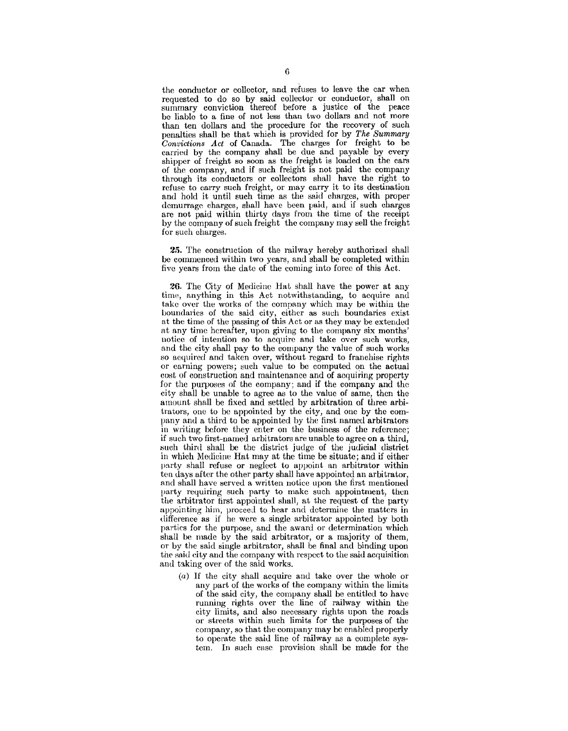the conductor or collector, and refuses to leave the car when requested to do so by said collector or conductor, shall on summary conviction thereof before a justice of the peace be liable to a fine of not less than two dollars and not more than ten dollars and the procedure for the recovery of such penalties shall be that which is provided for by *The Summary Convictions Act* of Canada. The charges for freight to be carried by the company shall be due and payable by every shipper of freight so soon as the freight is loaded on the cars of the company, and if such freight is not paid the company through its conductors or collectors shall have the right to refuse to carry such freight, or may carry it to its destination and hold it until such time as the said charges, with proper demurrage charges, shall have been paid, and if such charges are not paid within thirty days from the time of the receipt by the company of such freight the company may sell the freight for such charges.

**25.** The construction of the railway hereby authorized shall be commenced within two years, and shall be completed within five years from the date of the coming into force of this Act.

**26.** The City of Medicine Hat shall have the power at any time, anything in this Act notwithstanding, to acquire and take over the works of the company which may be within the boundaries of the said city, either as such boundaries exist at the time of the passing of this Act or as they may be extended at any time hereafter, upon giving to the company six months' notice of intention so to acquire and take over such works, and the city shall pay to the company the value of such works so acquired and taken over, without regard to franchise rights or earning powers; such value to be computed on the actual cost of construction and maintenance and of acquiring property for the purposes of the company; and if the company and the city shall be unable to agree as to the value of same, then the amount shall be fixed and settled by arbitration of three arbitrators, one to be appointed by the city, and one by the company and a third to be appointed by the first named arbitrators in writing before they enter on the business of the reference; if such two first-named arbitrators are unable to agree on a third, such third shall be the district judge of the judicial district in which Medicine Hat may at the time be situate; and if either party shall refuse or neglect to appoint an arbitrator within ten days after the other party shall have appointed an arbitrator, and shall have served a written notice upon the first mentioned party requiring such party to make such appointment, then the arbitrator first appointed shall, at the request of the party appointing him, proceed to hear and determine the matters in difference as if he were a single arbitrator appointed by both parties for the purpose, and the award or determination which shall be made by the said arbitrator, or a majority of them, or by the said single arbitrator, shall be final and binding upon the said city and the company with respect to the said acquisition and taking over of the said works.

(*a*) If the city shall acquire and take over the whole or any part of the works of the company within the limits of the said city, the company shall be entitled to have running rights over the line of railway within the city limits, and also necessary rights upon the roads or streets within such limits for the purposes of the company, so that the company may be enabled properly to operate the said line of railway as a complete system. In such case provision shall be made for the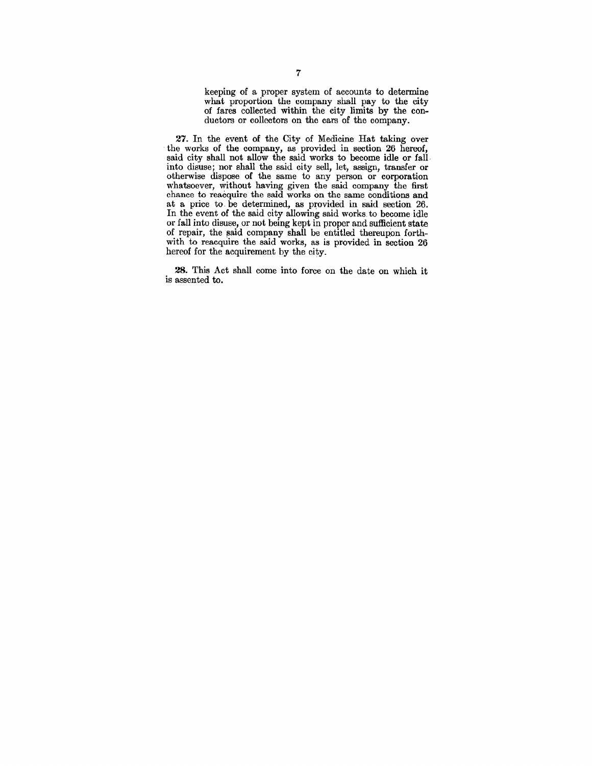keeping of a proper system of accounts to determine what proportion the company shall pay to the city of fares collected within the city limits by the conductors or collectors on the cars of the company.

**27.** In the event of the City of Medicine Hat taking over the works of the company, as provided in section 26 hereof, said city shall not allow the said works to become idle or fall into disuse; nor shall the said city sell, let, assign, transfer or otherwise dispose of the same to any person or corporation whatsoever, without having given the said company the first chance to reacquire the said works on the same conditions and at a price to be determined, as provided in said section 26. In the event of the said city allowing said works to become idle or fall into disuse, or not being kept in proper and sufficient state of repair, the said company shall be entitled thereupon forthwith to reacquire the said works, as is provided in section 26 hereof for the acquirement by the city.

**28.** This Act shall come into force on the date on which it is assented to.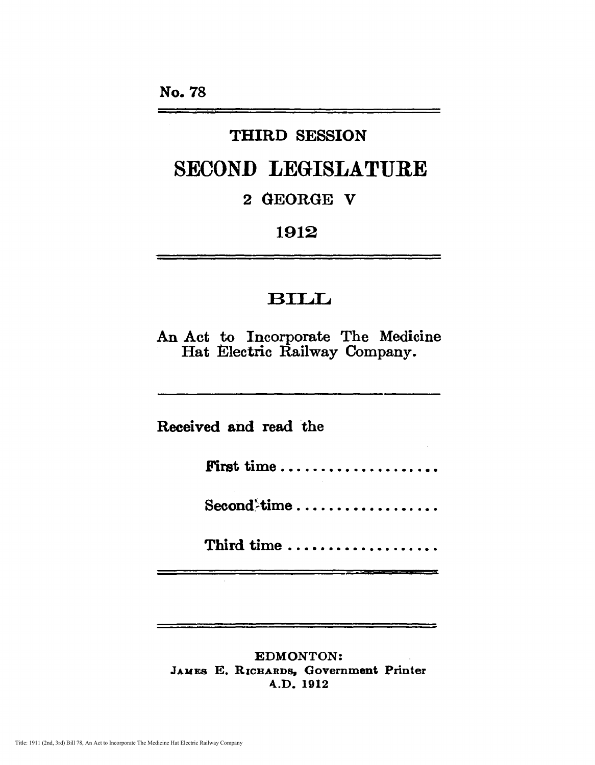No. 78

## THIRD SESSION

# SECOND LEGISLATURE

## 2 GEORGE V

## 1912

# BILL

An Act to Incorporate The Medicine Hat Electric Railway Company.

Received and read the

First time ....................

Second time ..................

Third time ...................

EDMONTON:
JAMES E. RICHARDS, Government Printer
A.D. 1912

Title: 1911 (2nd, 3rd) Bill 78, An Act to Incorporate The Medicine Hat Electric Railway Company